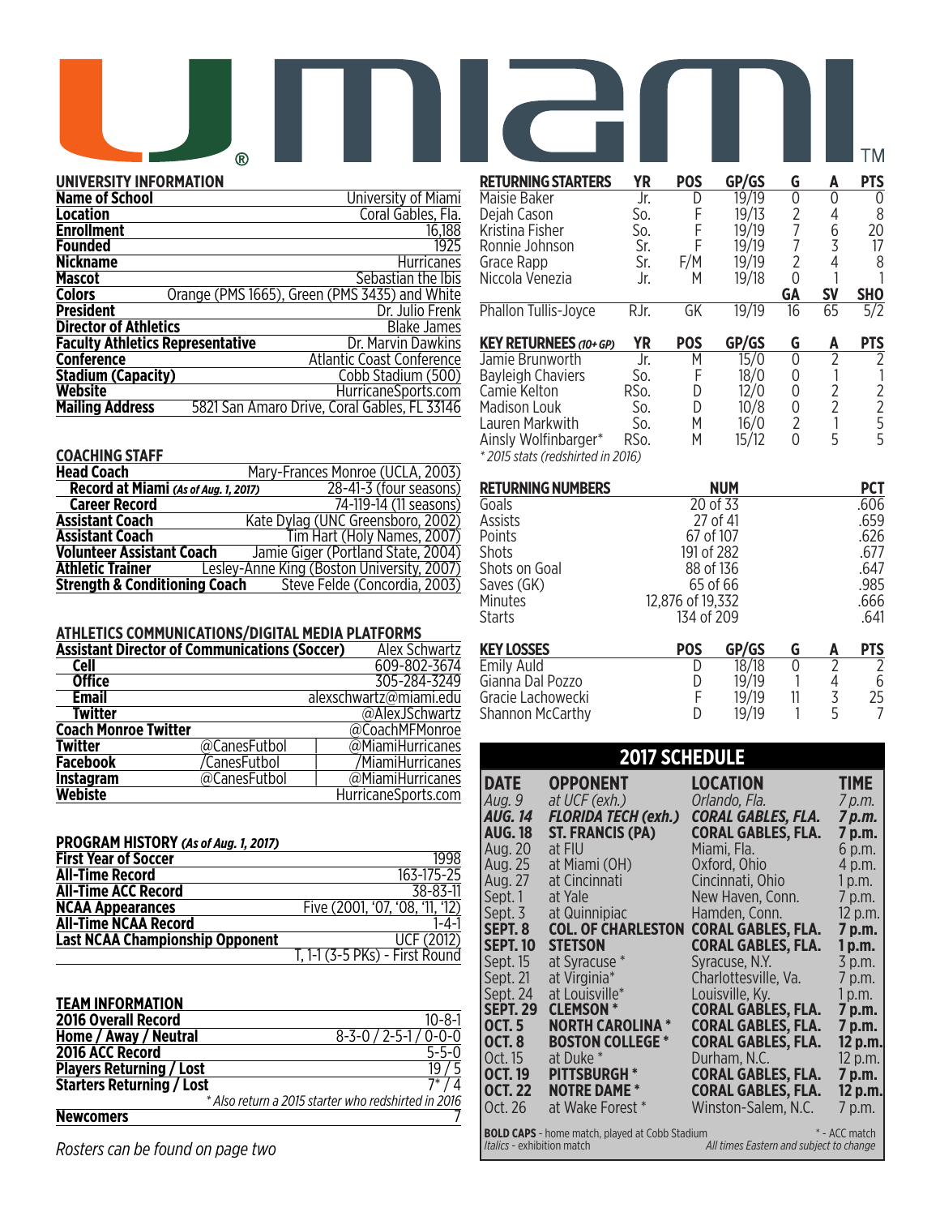# U Miami

## UNIVERSITY INFORMATION

| | |
|---|---|
| **Name of School** | University of Miami |
| **Location** | Coral Gables, Fla. |
| **Enrollment** | 16,188 |
| **Founded** | 1925 |
| **Nickname** | Hurricanes |
| **Mascot** | Sebastian the Ibis |
| **Colors** | Orange (PMS 1665), Green (PMS 3435) and White |
| **President** | Dr. Julio Frenk |
| **Director of Athletics** | Blake James |
| **Faculty Athletics Representative** | Dr. Marvin Dawkins |
| **Conference** | Atlantic Coast Conference |
| **Stadium (Capacity)** | Cobb Stadium (500) |
| **Website** | HurricaneSports.com |
| **Mailing Address** | 5821 San Amaro Drive, Coral Gables, FL 33146 |

## COACHING STAFF

| | |
|---|---|
| **Head Coach** | Mary-Frances Monroe (UCLA, 2003) |
| **Record at Miami** *(As of Aug. 1, 2017)* | 28-41-3 (four seasons) |
| **Career Record** | 74-119-14 (11 seasons) |
| **Assistant Coach** | Kate Dylag (UNC Greensboro, 2002) |
| **Assistant Coach** | Tim Hart (Holy Names, 2007) |
| **Volunteer Assistant Coach** | Jamie Giger (Portland State, 2004) |
| **Athletic Trainer** | Lesley-Anne King (Boston University, 2007) |
| **Strength & Conditioning Coach** | Steve Felde (Concordia, 2003) |

## ATHLETICS COMMUNICATIONS/DIGITAL MEDIA PLATFORMS

| | | |
|---|---|---|
| **Assistant Director of Communications (Soccer)** | | Alex Schwartz |
| **Cell** | | 609-802-3674 |
| **Office** | | 305-284-3249 |
| **Email** | | alexschwartz@miami.edu |
| **Twitter** | | @AlexJSchwartz |
| **Coach Monroe Twitter** | | @CoachMFMonroe |
| **Twitter** | @CanesFutbol | @MiamiHurricanes |
| **Facebook** | /CanesFutbol | /MiamiHurricanes |
| **Instagram** | @CanesFutbol | @MiamiHurricanes |
| **Webiste** | | HurricaneSports.com |

## PROGRAM HISTORY *(As of Aug. 1, 2017)*

| | |
|---|---|
| **First Year of Soccer** | 1998 |
| **All-Time Record** | 163-175-25 |
| **All-Time ACC Record** | 38-83-11 |
| **NCAA Appearances** | Five (2001, '07, '08, '11, '12) |
| **All-Time NCAA Record** | 1-4-1 |
| **Last NCAA Championship Opponent** | UCF (2012) |
| | T, 1-1 (3-5 PKs) - First Round |

## TEAM INFORMATION

| | |
|---|---|
| **2016 Overall Record** | 10-8-1 |
| **Home / Away / Neutral** | 8-3-0 / 2-5-1 / 0-0-0 |
| **2016 ACC Record** | 5-5-0 |
| **Players Returning / Lost** | 19 / 5 |
| **Starters Returning / Lost** | 7* / 4 |
| | *\* Also return a 2015 starter who redshirted in 2016* |
| **Newcomers** | 7 |

*Rosters can be found on page two*

## RETURNING STARTERS

| RETURNING STARTERS | YR | POS | GP/GS | G | A | PTS |
|---|---|---|---|---|---|---|
| Maisie Baker | Jr. | D | 19/19 | 0 | 0 | 0 |
| Dejah Cason | So. | F | 19/13 | 2 | 4 | 8 |
| Kristina Fisher | So. | F | 19/19 | 7 | 6 | 20 |
| Ronnie Johnson | Sr. | F | 19/19 | 7 | 3 | 17 |
| Grace Rapp | Sr. | F/M | 19/19 | 2 | 4 | 8 |
| Niccola Venezia | Jr. | M | 19/18 | 0 | 1 | 1 |
| | | | | **GA** | **SV** | **SHO** |
| Phallon Tullis-Joyce | RJr. | GK | 19/19 | 16 | 65 | 5/2 |

| KEY RETURNEES *(10+ GP)* | YR | POS | GP/GS | G | A | PTS |
|---|---|---|---|---|---|---|
| Jamie Brunworth | Jr. | M | 15/0 | 0 | 2 | 2 |
| Bayleigh Chaviers | So. | F | 18/0 | 0 | 1 | 1 |
| Camie Kelton | RSo. | D | 12/0 | 0 | 2 | 2 |
| Madison Louk | So. | D | 10/8 | 0 | 2 | 2 |
| Lauren Markwith | So. | M | 16/0 | 2 | 1 | 5 |
| Ainsly Wolfinbarger* | RSo. | M | 15/12 | 0 | 5 | 5 |

*\* 2015 stats (redshirted in 2016)*

| RETURNING NUMBERS | NUM | PCT |
|---|---|---|
| Goals | 20 of 33 | .606 |
| Assists | 27 of 41 | .659 |
| Points | 67 of 107 | .626 |
| Shots | 191 of 282 | .677 |
| Shots on Goal | 88 of 136 | .647 |
| Saves (GK) | 65 of 66 | .985 |
| Minutes | 12,876 of 19,332 | .666 |
| Starts | 134 of 209 | .641 |

| KEY LOSSES | POS | GP/GS | G | A | PTS |
|---|---|---|---|---|---|
| Emily Auld | D | 18/18 | 0 | 2 | 2 |
| Gianna Dal Pozzo | D | 19/19 | 1 | 4 | 6 |
| Gracie Lachowecki | F | 19/19 | 11 | 3 | 25 |
| Shannon McCarthy | D | 19/19 | 1 | 5 | 7 |

## 2017 SCHEDULE

| DATE | OPPONENT | LOCATION | TIME |
|---|---|---|---|
| *Aug. 9* | *at UCF (exh.)* | *Orlando, Fla.* | *7 p.m.* |
| ***AUG. 14*** | ***FLORIDA TECH (exh.)*** | ***CORAL GABLES, FLA.*** | ***7 p.m.*** |
| **AUG. 18** | **ST. FRANCIS (PA)** | **CORAL GABLES, FLA.** | **7 p.m.** |
| Aug. 20 | at FIU | Miami, Fla. | 6 p.m. |
| Aug. 25 | at Miami (OH) | Oxford, Ohio | 4 p.m. |
| Aug. 27 | at Cincinnati | Cincinnati, Ohio | 1 p.m. |
| Sept. 1 | at Yale | New Haven, Conn. | 7 p.m. |
| Sept. 3 | at Quinnipiac | Hamden, Conn. | 12 p.m. |
| **SEPT. 8** | **COL. OF CHARLESTON** | **CORAL GABLES, FLA.** | **7 p.m.** |
| **SEPT. 10** | **STETSON** | **CORAL GABLES, FLA.** | **1 p.m.** |
| Sept. 15 | at Syracuse * | Syracuse, N.Y. | 3 p.m. |
| Sept. 21 | at Virginia* | Charlottesville, Va. | 7 p.m. |
| Sept. 24 | at Louisville* | Louisville, Ky. | 1 p.m. |
| **SEPT. 29** | **CLEMSON *** | **CORAL GABLES, FLA.** | **7 p.m.** |
| **OCT. 5** | **NORTH CAROLINA *** | **CORAL GABLES, FLA.** | **7 p.m.** |
| **OCT. 8** | **BOSTON COLLEGE *** | **CORAL GABLES, FLA.** | **12 p.m.** |
| Oct. 15 | at Duke * | Durham, N.C. | 12 p.m. |
| **OCT. 19** | **PITTSBURGH *** | **CORAL GABLES, FLA.** | **7 p.m.** |
| **OCT. 22** | **NOTRE DAME *** | **CORAL GABLES, FLA.** | **12 p.m.** |
| Oct. 26 | at Wake Forest * | Winston-Salem, N.C. | 7 p.m. |

**BOLD CAPS** - home match, played at Cobb Stadium — * - ACC match
*Italics* - exhibition match — *All times Eastern and subject to change*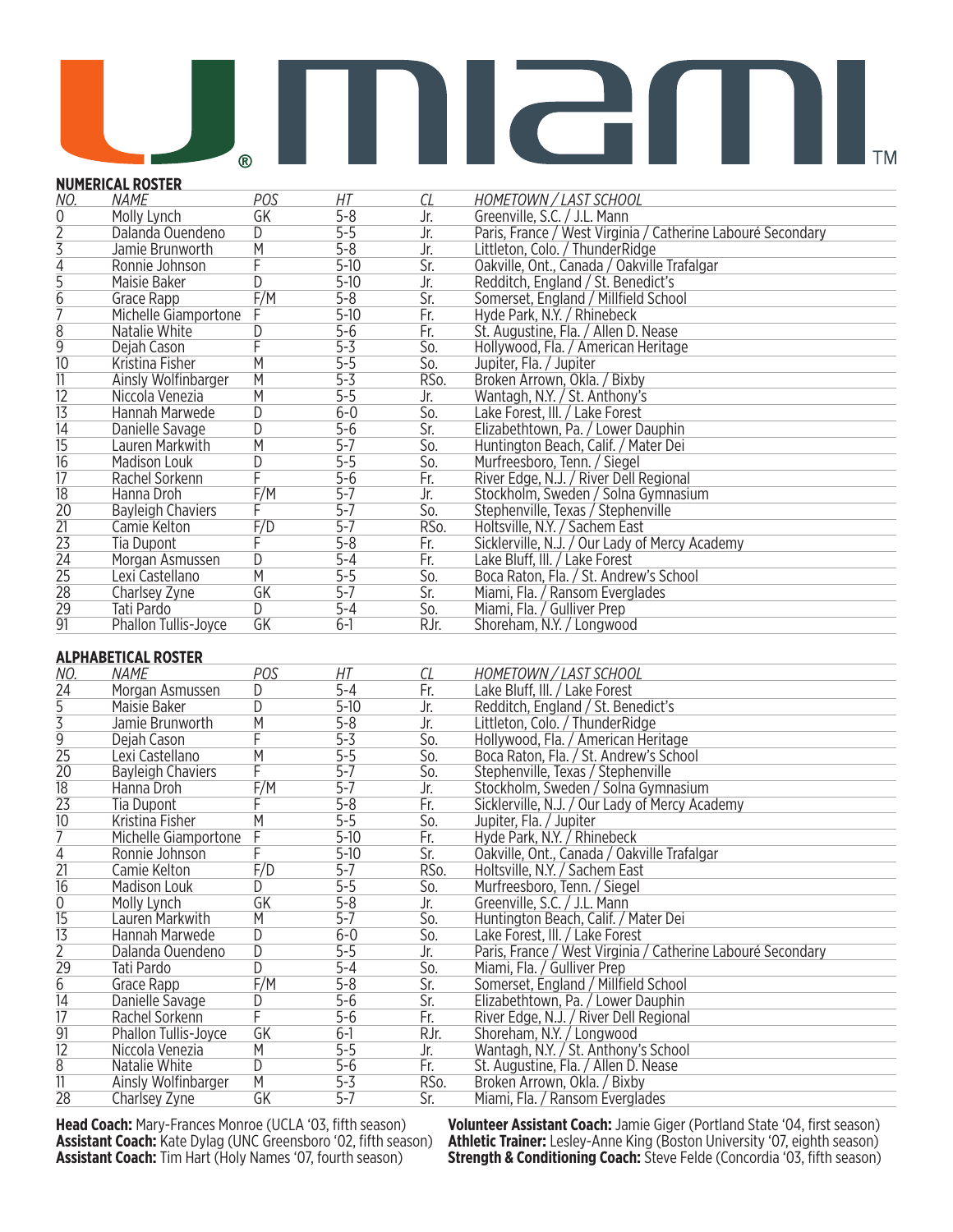U miami®™

## NUMERICAL ROSTER

| NO. | NAME | POS | HT | CL | HOMETOWN / LAST SCHOOL |
|---|---|---|---|---|---|
| 0 | Molly Lynch | GK | 5-8 | Jr. | Greenville, S.C. / J.L. Mann |
| 2 | Dalanda Ouendeno | D | 5-5 | Jr. | Paris, France / West Virginia / Catherine Labouré Secondary |
| 3 | Jamie Brunworth | M | 5-8 | Jr. | Littleton, Colo. / ThunderRidge |
| 4 | Ronnie Johnson | F | 5-10 | Sr. | Oakville, Ont., Canada / Oakville Trafalgar |
| 5 | Maisie Baker | D | 5-10 | Jr. | Redditch, England / St. Benedict's |
| 6 | Grace Rapp | F/M | 5-8 | Sr. | Somerset, England / Millfield School |
| 7 | Michelle Giamportone | F | 5-10 | Fr. | Hyde Park, N.Y. / Rhinebeck |
| 8 | Natalie White | D | 5-6 | Fr. | St. Augustine, Fla. / Allen D. Nease |
| 9 | Dejah Cason | F | 5-3 | So. | Hollywood, Fla. / American Heritage |
| 10 | Kristina Fisher | M | 5-5 | So. | Jupiter, Fla. / Jupiter |
| 11 | Ainsly Wolfinbarger | M | 5-3 | RSo. | Broken Arrow, Okla. / Bixby |
| 12 | Niccola Venezia | M | 5-5 | Jr. | Wantagh, N.Y. / St. Anthony's |
| 13 | Hannah Marwede | D | 6-0 | So. | Lake Forest, Ill. / Lake Forest |
| 14 | Danielle Savage | D | 5-6 | Sr. | Elizabethtown, Pa. / Lower Dauphin |
| 15 | Lauren Markwith | M | 5-7 | So. | Huntington Beach, Calif. / Mater Dei |
| 16 | Madison Louk | D | 5-5 | So. | Murfreesboro, Tenn. / Siegel |
| 17 | Rachel Sorkenn | F | 5-6 | Fr. | River Edge, N.J. / River Dell Regional |
| 18 | Hanna Droh | F/M | 5-7 | Jr. | Stockholm, Sweden / Solna Gymnasium |
| 20 | Bayleigh Chaviers | F | 5-7 | So. | Stephenville, Texas / Stephenville |
| 21 | Camie Kelton | F/D | 5-7 | RSo. | Holtsville, N.Y. / Sachem East |
| 23 | Tia Dupont | F | 5-8 | Fr. | Sicklerville, N.J. / Our Lady of Mercy Academy |
| 24 | Morgan Asmussen | D | 5-4 | Fr. | Lake Bluff, Ill. / Lake Forest |
| 25 | Lexi Castellano | M | 5-5 | So. | Boca Raton, Fla. / St. Andrew's School |
| 28 | Charlsey Zyne | GK | 5-7 | Sr. | Miami, Fla. / Ransom Everglades |
| 29 | Tati Pardo | D | 5-4 | So. | Miami, Fla. / Gulliver Prep |
| 91 | Phallon Tullis-Joyce | GK | 6-1 | RJr. | Shoreham, N.Y. / Longwood |

## ALPHABETICAL ROSTER

| NO. | NAME | POS | HT | CL | HOMETOWN / LAST SCHOOL |
|---|---|---|---|---|---|
| 24 | Morgan Asmussen | D | 5-4 | Fr. | Lake Bluff, Ill. / Lake Forest |
| 5 | Maisie Baker | D | 5-10 | Jr. | Redditch, England / St. Benedict's |
| 3 | Jamie Brunworth | M | 5-8 | Jr. | Littleton, Colo. / ThunderRidge |
| 9 | Dejah Cason | F | 5-3 | So. | Hollywood, Fla. / American Heritage |
| 25 | Lexi Castellano | M | 5-5 | So. | Boca Raton, Fla. / St. Andrew's School |
| 20 | Bayleigh Chaviers | F | 5-7 | So. | Stephenville, Texas / Stephenville |
| 18 | Hanna Droh | F/M | 5-7 | Jr. | Stockholm, Sweden / Solna Gymnasium |
| 23 | Tia Dupont | F | 5-8 | Fr. | Sicklerville, N.J. / Our Lady of Mercy Academy |
| 10 | Kristina Fisher | M | 5-5 | So. | Jupiter, Fla. / Jupiter |
| 7 | Michelle Giamportone | F | 5-10 | Fr. | Hyde Park, N.Y. / Rhinebeck |
| 4 | Ronnie Johnson | F | 5-10 | Sr. | Oakville, Ont., Canada / Oakville Trafalgar |
| 21 | Camie Kelton | F/D | 5-7 | RSo. | Holtsville, N.Y. / Sachem East |
| 16 | Madison Louk | D | 5-5 | So. | Murfreesboro, Tenn. / Siegel |
| 0 | Molly Lynch | GK | 5-8 | Jr. | Greenville, S.C. / J.L. Mann |
| 15 | Lauren Markwith | M | 5-7 | So. | Huntington Beach, Calif. / Mater Dei |
| 13 | Hannah Marwede | D | 6-0 | So. | Lake Forest, Ill. / Lake Forest |
| 2 | Dalanda Ouendeno | D | 5-5 | Jr. | Paris, France / West Virginia / Catherine Labouré Secondary |
| 29 | Tati Pardo | D | 5-4 | So. | Miami, Fla. / Gulliver Prep |
| 6 | Grace Rapp | F/M | 5-8 | Sr. | Somerset, England / Millfield School |
| 14 | Danielle Savage | D | 5-6 | Sr. | Elizabethtown, Pa. / Lower Dauphin |
| 17 | Rachel Sorkenn | F | 5-6 | Fr. | River Edge, N.J. / River Dell Regional |
| 91 | Phallon Tullis-Joyce | GK | 6-1 | RJr. | Shoreham, N.Y. / Longwood |
| 12 | Niccola Venezia | M | 5-5 | Jr. | Wantagh, N.Y. / St. Anthony's School |
| 8 | Natalie White | D | 5-6 | Fr. | St. Augustine, Fla. / Allen D. Nease |
| 11 | Ainsly Wolfinbarger | M | 5-3 | RSo. | Broken Arrow, Okla. / Bixby |
| 28 | Charlsey Zyne | GK | 5-7 | Sr. | Miami, Fla. / Ransom Everglades |

**Head Coach:** Mary-Frances Monroe (UCLA '03, fifth season)
**Assistant Coach:** Kate Dylag (UNC Greensboro '02, fifth season)
**Assistant Coach:** Tim Hart (Holy Names '07, fourth season)
**Volunteer Assistant Coach:** Jamie Giger (Portland State '04, first season)
**Athletic Trainer:** Lesley-Anne King (Boston University '07, eighth season)
**Strength & Conditioning Coach:** Steve Felde (Concordia '03, fifth season)